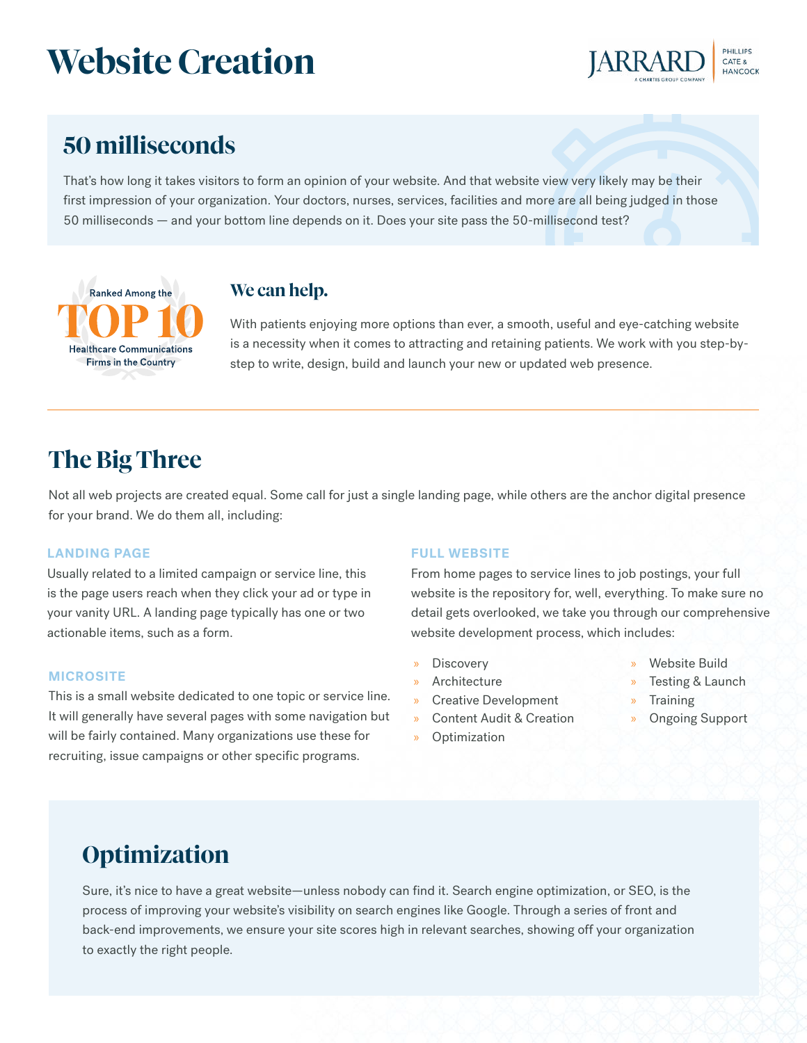# Website Creation

JARRARD | PHILLIPS CATE & HANCOCK

A CHARTIS GROUP COMPANY

## 50 milliseconds

That's how long it takes visitors to form an opinion of your website. And that website view very likely may be their first impression of your organization. Your doctors, nurses, services, facilities and more are all being judged in those 50 milliseconds — and your bottom line depends on it. Does your site pass the 50-millisecond test?

Ranked Among the **TOP 10** Healthcare Communications Firms in the Country

### We can help.

With patients enjoying more options than ever, a smooth, useful and eye-catching website is a necessity when it comes to attracting and retaining patients. We work with you step-by-step to write, design, build and launch your new or updated web presence.

---

## The Big Three

Not all web projects are created equal. Some call for just a single landing page, while others are the anchor digital presence for your brand. We do them all, including:

#### LANDING PAGE

Usually related to a limited campaign or service line, this is the page users reach when they click your ad or type in your vanity URL. A landing page typically has one or two actionable items, such as a form.

#### MICROSITE

This is a small website dedicated to one topic or service line. It will generally have several pages with some navigation but will be fairly contained. Many organizations use these for recruiting, issue campaigns or other specific programs.

#### FULL WEBSITE

From home pages to service lines to job postings, your full website is the repository for, well, everything. To make sure no detail gets overlooked, we take you through our comprehensive website development process, which includes:

- Discovery
- Architecture
- Creative Development
- Content Audit & Creation
- Optimization
- Website Build
- Testing & Launch
- Training
- Ongoing Support

## Optimization

Sure, it's nice to have a great website—unless nobody can find it. Search engine optimization, or SEO, is the process of improving your website's visibility on search engines like Google. Through a series of front and back-end improvements, we ensure your site scores high in relevant searches, showing off your organization to exactly the right people.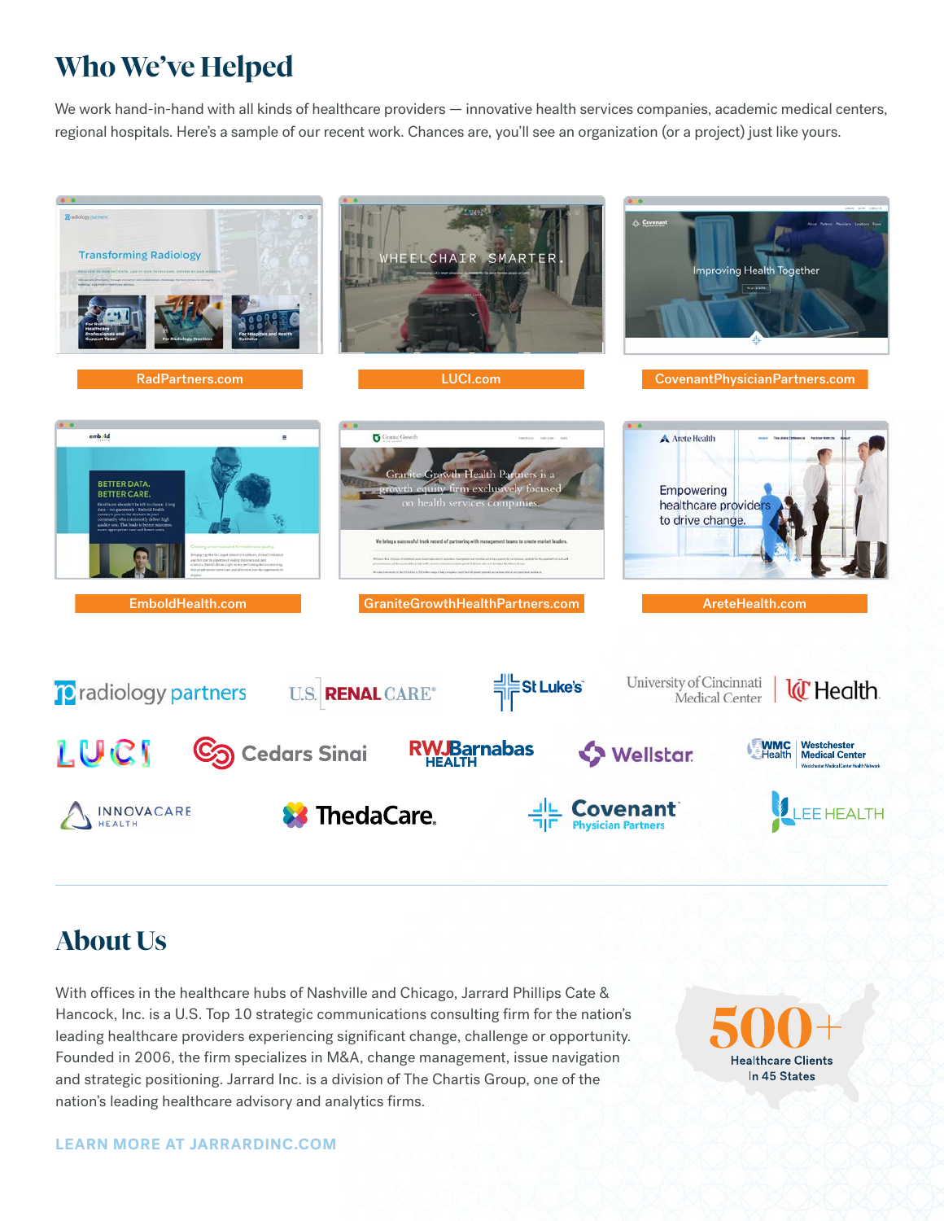## Who We've Helped

We work hand-in-hand with all kinds of healthcare providers — innovative health services companies, academic medical centers, regional hospitals. Here's a sample of our recent work. Chances are, you'll see an organization (or a project) just like yours.

RadPartners.com

LUCI.com

CovenantPhysicianPartners.com

EmboldHealth.com

GraniteGrowthHealthPartners.com

AreteHealth.com

## About Us

With offices in the healthcare hubs of Nashville and Chicago, Jarrard Phillips Cate & Hancock, Inc. is a U.S. Top 10 strategic communications consulting firm for the nation's leading healthcare providers experiencing significant change, challenge or opportunity. Founded in 2006, the firm specializes in M&A, change management, issue navigation and strategic positioning. Jarrard Inc. is a division of The Chartis Group, one of the nation's leading healthcare advisory and analytics firms.

**500+**
Healthcare Clients
In 45 States

**LEARN MORE AT JARRARDINC.COM**